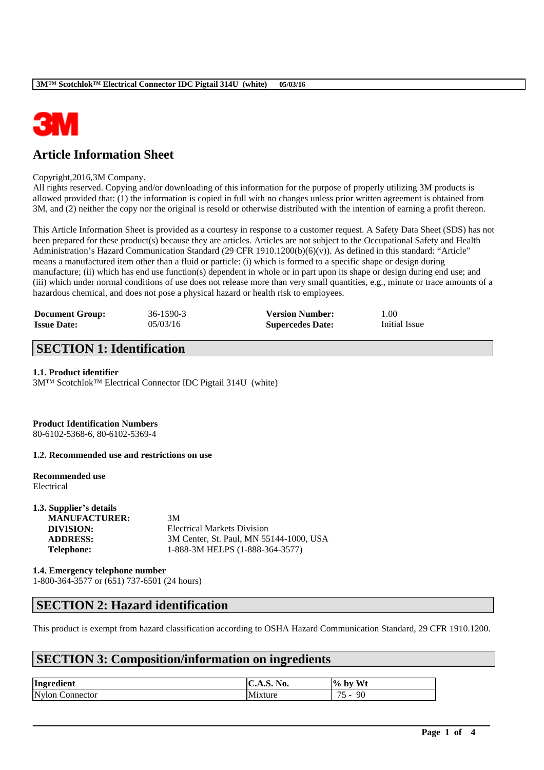# Article Information Sheet

Copyright,2016,3M Company.
All rights reserved. Copying and/or downloading of this information for the purpose of properly utilizing 3M products is allowed provided that: (1) the information is copied in full with no changes unless prior written agreement is obtained from 3M, and (2) neither the copy nor the original is resold or otherwise distributed with the intention of earning a profit thereon.

This Article Information Sheet is provided as a courtesy in response to a customer request. A Safety Data Sheet (SDS) has not been prepared for these product(s) because they are articles. Articles are not subject to the Occupational Safety and Health Administration's Hazard Communication Standard (29 CFR 1910.1200(b)(6)(v)). As defined in this standard: "Article" means a manufactured item other than a fluid or particle: (i) which is formed to a specific shape or design during manufacture; (ii) which has end use function(s) dependent in whole or in part upon its shape or design during end use; and (iii) which under normal conditions of use does not release more than very small quantities, e.g., minute or trace amounts of a hazardous chemical, and does not pose a physical hazard or health risk to employees.

| | | | |
|---|---|---|---|
| **Document Group:** | 36-1590-3 | **Version Number:** | 1.00 |
| **Issue Date:** | 05/03/16 | **Supercedes Date:** | Initial Issue |

## SECTION 1: Identification

**1.1. Product identifier**
3M™ Scotchlok™ Electrical Connector IDC Pigtail 314U (white)

**Product Identification Numbers**
80-6102-5368-6, 80-6102-5369-4

**1.2. Recommended use and restrictions on use**

**Recommended use**
Electrical

**1.3. Supplier's details**

| | |
|---|---|
| **MANUFACTURER:** | 3M |
| **DIVISION:** | Electrical Markets Division |
| **ADDRESS:** | 3M Center, St. Paul, MN 55144-1000, USA |
| **Telephone:** | 1-888-3M HELPS (1-888-364-3577) |

**1.4. Emergency telephone number**
1-800-364-3577 or (651) 737-6501 (24 hours)

## SECTION 2: Hazard identification

This product is exempt from hazard classification according to OSHA Hazard Communication Standard, 29 CFR 1910.1200.

## SECTION 3: Composition/information on ingredients

| Ingredient | C.A.S. No. | % by Wt |
|---|---|---|
| Nylon Connector | Mixture | 75 - 90 |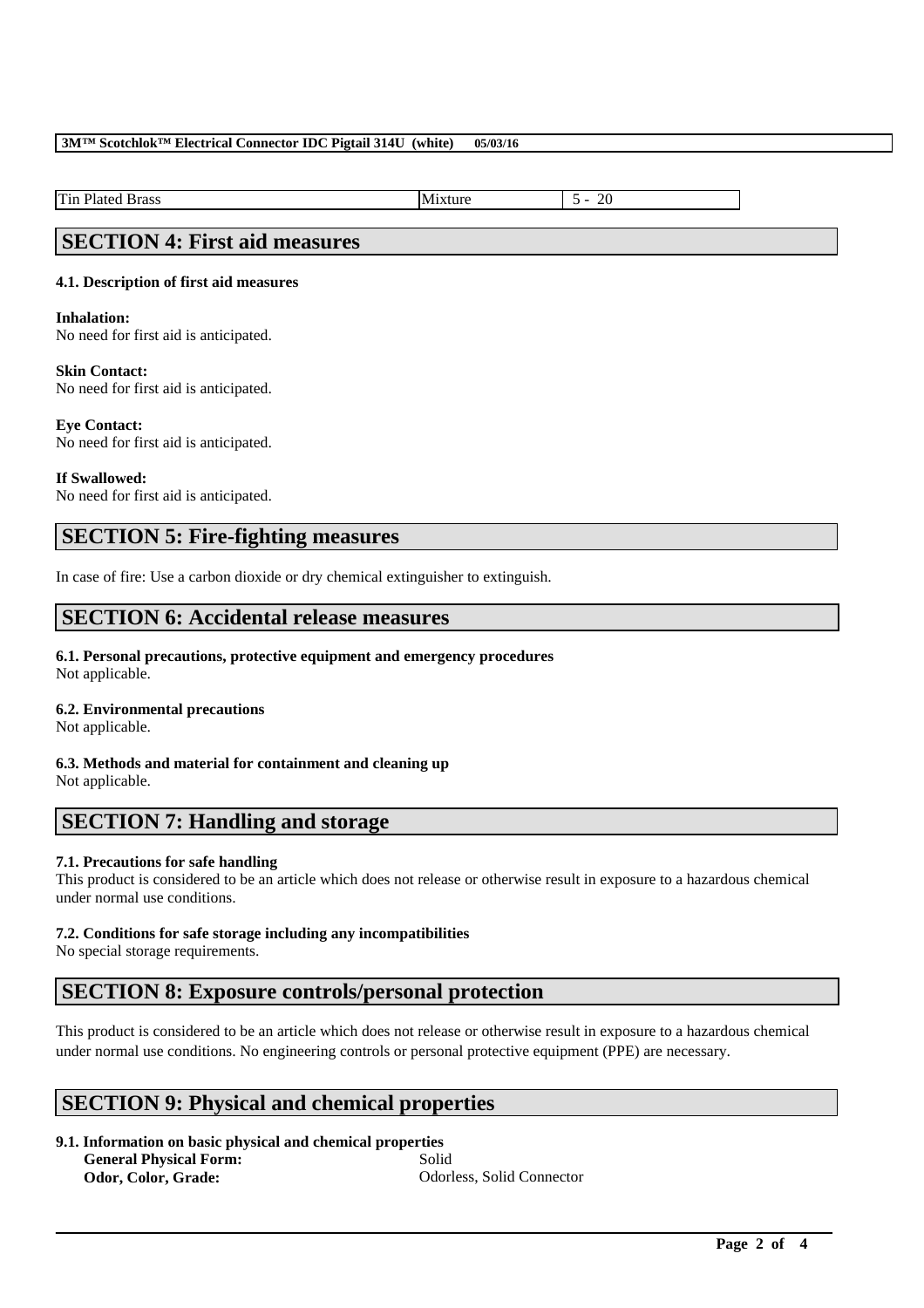| Tin Plated Brass | Mixture | 5 - 20 |
|---|---|---|

## SECTION 4: First aid measures

**4.1. Description of first aid measures**

**Inhalation:**
No need for first aid is anticipated.

**Skin Contact:**
No need for first aid is anticipated.

**Eye Contact:**
No need for first aid is anticipated.

**If Swallowed:**
No need for first aid is anticipated.

## SECTION 5: Fire-fighting measures

In case of fire: Use a carbon dioxide or dry chemical extinguisher to extinguish.

## SECTION 6: Accidental release measures

**6.1. Personal precautions, protective equipment and emergency procedures**
Not applicable.

**6.2. Environmental precautions**
Not applicable.

**6.3. Methods and material for containment and cleaning up**
Not applicable.

## SECTION 7: Handling and storage

**7.1. Precautions for safe handling**
This product is considered to be an article which does not release or otherwise result in exposure to a hazardous chemical under normal use conditions.

**7.2. Conditions for safe storage including any incompatibilities**
No special storage requirements.

## SECTION 8: Exposure controls/personal protection

This product is considered to be an article which does not release or otherwise result in exposure to a hazardous chemical under normal use conditions. No engineering controls or personal protective equipment (PPE) are necessary.

## SECTION 9: Physical and chemical properties

**9.1. Information on basic physical and chemical properties**

| | |
|---|---|
| **General Physical Form:** | Solid |
| **Odor, Color, Grade:** | Odorless, Solid Connector |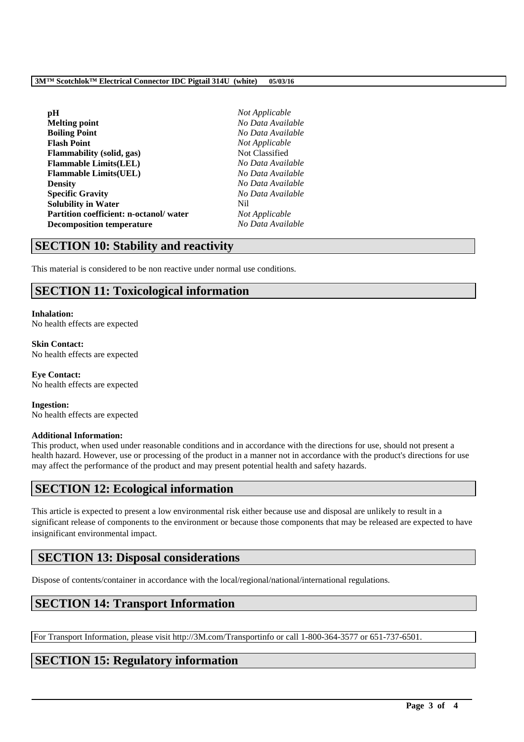| | |
|---|---|
| **pH** | *Not Applicable* |
| **Melting point** | *No Data Available* |
| **Boiling Point** | *No Data Available* |
| **Flash Point** | *Not Applicable* |
| **Flammability (solid, gas)** | Not Classified |
| **Flammable Limits(LEL)** | *No Data Available* |
| **Flammable Limits(UEL)** | *No Data Available* |
| **Density** | *No Data Available* |
| **Specific Gravity** | *No Data Available* |
| **Solubility in Water** | Nil |
| **Partition coefficient: n-octanol/ water** | *Not Applicable* |
| **Decomposition temperature** | *No Data Available* |

## SECTION 10: Stability and reactivity

This material is considered to be non reactive under normal use conditions.

## SECTION 11: Toxicological information

**Inhalation:**
No health effects are expected

**Skin Contact:**
No health effects are expected

**Eye Contact:**
No health effects are expected

**Ingestion:**
No health effects are expected

**Additional Information:**
This product, when used under reasonable conditions and in accordance with the directions for use, should not present a health hazard. However, use or processing of the product in a manner not in accordance with the product's directions for use may affect the performance of the product and may present potential health and safety hazards.

## SECTION 12: Ecological information

This article is expected to present a low environmental risk either because use and disposal are unlikely to result in a significant release of components to the environment or because those components that may be released are expected to have insignificant environmental impact.

## SECTION 13: Disposal considerations

Dispose of contents/container in accordance with the local/regional/national/international regulations.

## SECTION 14: Transport Information

For Transport Information, please visit http://3M.com/Transportinfo or call 1-800-364-3577 or 651-737-6501.

## SECTION 15: Regulatory information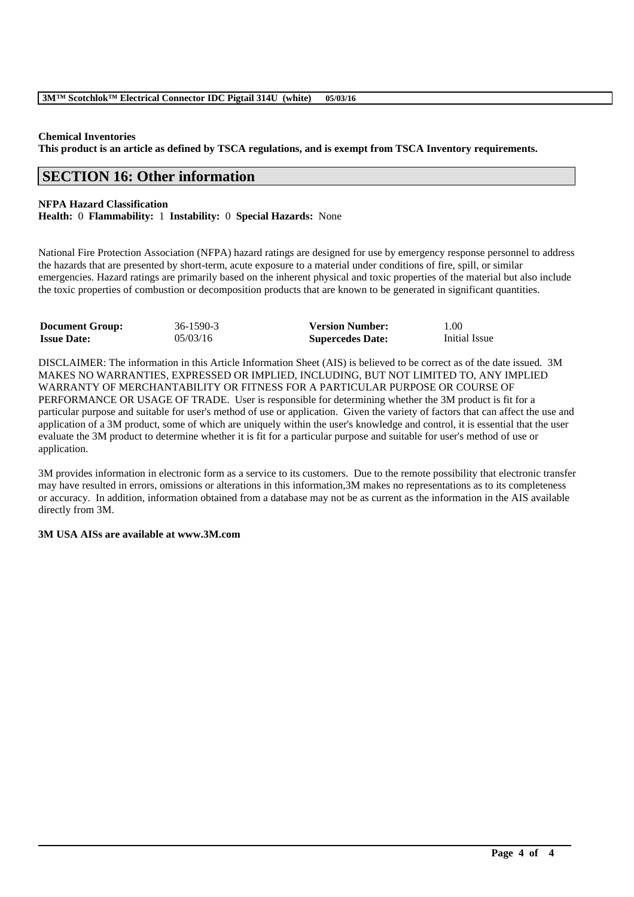**Chemical Inventories**

**This product is an article as defined by TSCA regulations, and is exempt from TSCA Inventory requirements.**

## SECTION 16: Other information

**NFPA Hazard Classification**

**Health:** 0 **Flammability:** 1 **Instability:** 0 **Special Hazards:** None

National Fire Protection Association (NFPA) hazard ratings are designed for use by emergency response personnel to address the hazards that are presented by short-term, acute exposure to a material under conditions of fire, spill, or similar emergencies. Hazard ratings are primarily based on the inherent physical and toxic properties of the material but also include the toxic properties of combustion or decomposition products that are known to be generated in significant quantities.

| | | | |
|---|---|---|---|
| **Document Group:** | 36-1590-3 | **Version Number:** | 1.00 |
| **Issue Date:** | 05/03/16 | **Supercedes Date:** | Initial Issue |

DISCLAIMER: The information in this Article Information Sheet (AIS) is believed to be correct as of the date issued. 3M MAKES NO WARRANTIES, EXPRESSED OR IMPLIED, INCLUDING, BUT NOT LIMITED TO, ANY IMPLIED WARRANTY OF MERCHANTABILITY OR FITNESS FOR A PARTICULAR PURPOSE OR COURSE OF PERFORMANCE OR USAGE OF TRADE. User is responsible for determining whether the 3M product is fit for a particular purpose and suitable for user's method of use or application. Given the variety of factors that can affect the use and application of a 3M product, some of which are uniquely within the user's knowledge and control, it is essential that the user evaluate the 3M product to determine whether it is fit for a particular purpose and suitable for user's method of use or application.

3M provides information in electronic form as a service to its customers. Due to the remote possibility that electronic transfer may have resulted in errors, omissions or alterations in this information,3M makes no representations as to its completeness or accuracy. In addition, information obtained from a database may not be as current as the information in the AIS available directly from 3M.

**3M USA AISs are available at www.3M.com**